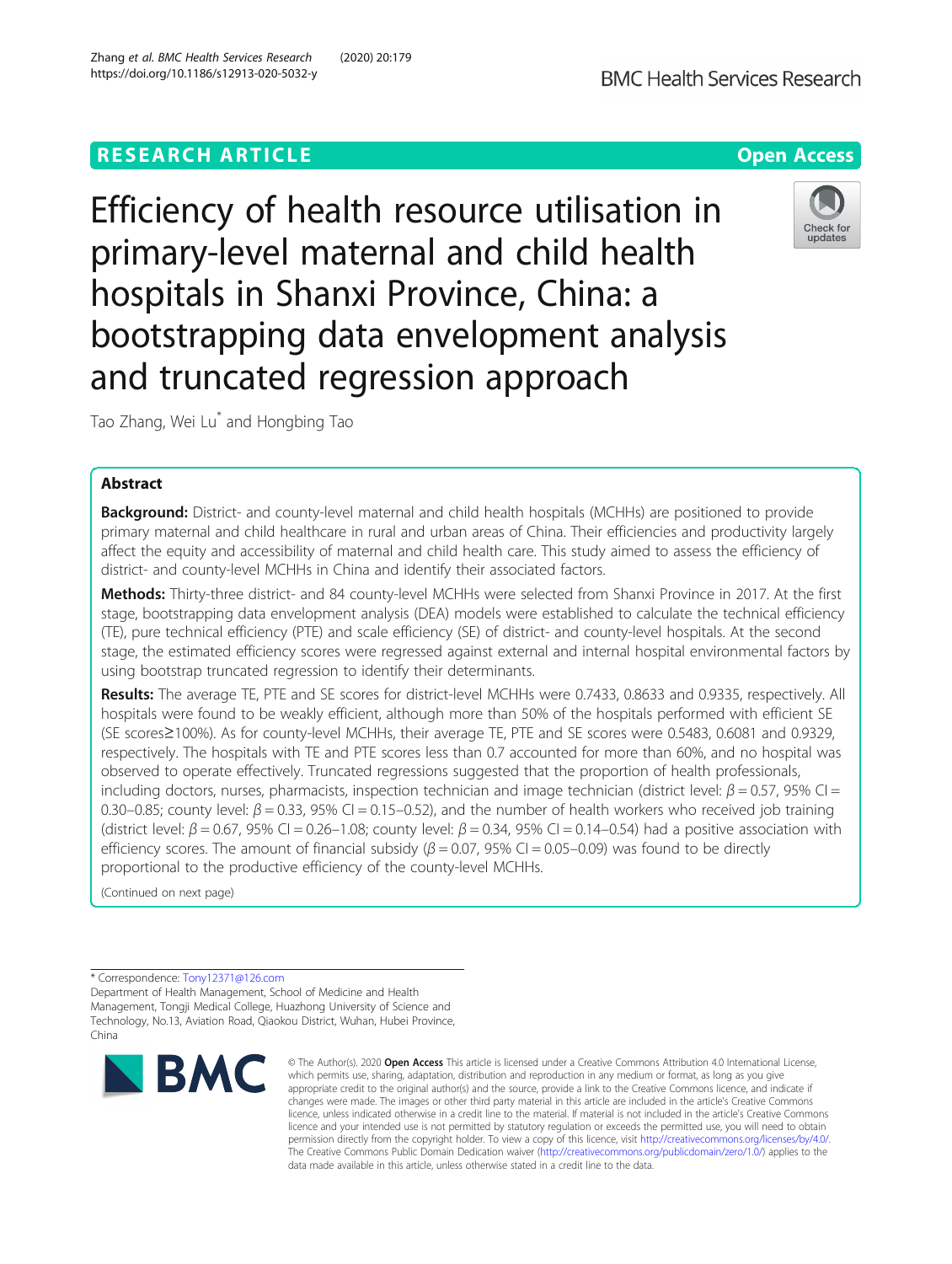RESEARCH ARTICLE

Open Access

# Efficiency of health resource utilisation in primary-level maternal and child health hospitals in Shanxi Province, China: a bootstrapping data envelopment analysis and truncated regression approach

Tao Zhang, Wei Lu* and Hongbing Tao

## Abstract

**Background:** District- and county-level maternal and child health hospitals (MCHHs) are positioned to provide primary maternal and child healthcare in rural and urban areas of China. Their efficiencies and productivity largely affect the equity and accessibility of maternal and child health care. This study aimed to assess the efficiency of district- and county-level MCHHs in China and identify their associated factors.

**Methods:** Thirty-three district- and 84 county-level MCHHs were selected from Shanxi Province in 2017. At the first stage, bootstrapping data envelopment analysis (DEA) models were established to calculate the technical efficiency (TE), pure technical efficiency (PTE) and scale efficiency (SE) of district- and county-level hospitals. At the second stage, the estimated efficiency scores were regressed against external and internal hospital environmental factors by using bootstrap truncated regression to identify their determinants.

**Results:** The average TE, PTE and SE scores for district-level MCHHs were 0.7433, 0.8633 and 0.9335, respectively. All hospitals were found to be weakly efficient, although more than 50% of the hospitals performed with efficient SE (SE scores≥100%). As for county-level MCHHs, their average TE, PTE and SE scores were 0.5483, 0.6081 and 0.9329, respectively. The hospitals with TE and PTE scores less than 0.7 accounted for more than 60%, and no hospital was observed to operate effectively. Truncated regressions suggested that the proportion of health professionals, including doctors, nurses, pharmacists, inspection technician and image technician (district level: $\beta = 0.57$, 95% CI = 0.30–0.85; county level: $\beta = 0.33$, 95% CI = 0.15–0.52), and the number of health workers who received job training (district level: $\beta = 0.67$, 95% CI = 0.26–1.08; county level: $\beta = 0.34$, 95% CI = 0.14–0.54) had a positive association with efficiency scores. The amount of financial subsidy ($\beta = 0.07$, 95% CI = 0.05–0.09) was found to be directly proportional to the productive efficiency of the county-level MCHHs.

(Continued on next page)

* Correspondence: Tony12371@126.com
Department of Health Management, School of Medicine and Health Management, Tongji Medical College, Huazhong University of Science and Technology, No.13, Aviation Road, Qiaokou District, Wuhan, Hubei Province, China

© The Author(s). 2020 **Open Access** This article is licensed under a Creative Commons Attribution 4.0 International License, which permits use, sharing, adaptation, distribution and reproduction in any medium or format, as long as you give appropriate credit to the original author(s) and the source, provide a link to the Creative Commons licence, and indicate if changes were made. The images or other third party material in this article are included in the article's Creative Commons licence, unless indicated otherwise in a credit line to the material. If material is not included in the article's Creative Commons licence and your intended use is not permitted by statutory regulation or exceeds the permitted use, you will need to obtain permission directly from the copyright holder. To view a copy of this licence, visit http://creativecommons.org/licenses/by/4.0/. The Creative Commons Public Domain Dedication waiver (http://creativecommons.org/publicdomain/zero/1.0/) applies to the data made available in this article, unless otherwise stated in a credit line to the data.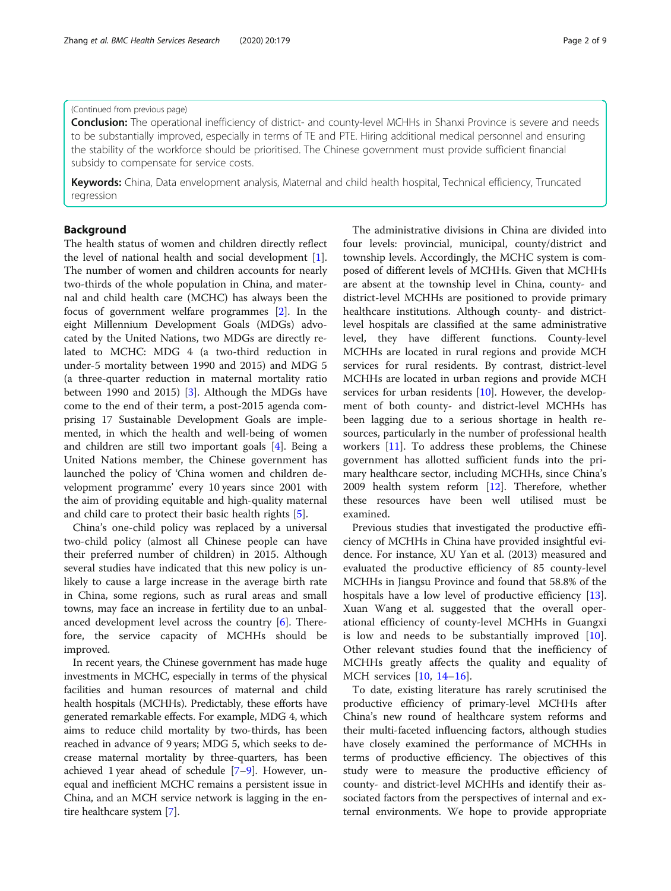(Continued from previous page)

**Conclusion:** The operational inefficiency of district- and county-level MCHHs in Shanxi Province is severe and needs to be substantially improved, especially in terms of TE and PTE. Hiring additional medical personnel and ensuring the stability of the workforce should be prioritised. The Chinese government must provide sufficient financial subsidy to compensate for service costs.

**Keywords:** China, Data envelopment analysis, Maternal and child health hospital, Technical efficiency, Truncated regression

## Background

The health status of women and children directly reflect the level of national health and social development [1]. The number of women and children accounts for nearly two-thirds of the whole population in China, and maternal and child health care (MCHC) has always been the focus of government welfare programmes [2]. In the eight Millennium Development Goals (MDGs) advocated by the United Nations, two MDGs are directly related to MCHC: MDG 4 (a two-third reduction in under-5 mortality between 1990 and 2015) and MDG 5 (a three-quarter reduction in maternal mortality ratio between 1990 and 2015) [3]. Although the MDGs have come to the end of their term, a post-2015 agenda comprising 17 Sustainable Development Goals are implemented, in which the health and well-being of women and children are still two important goals [4]. Being a United Nations member, the Chinese government has launched the policy of 'China women and children development programme' every 10 years since 2001 with the aim of providing equitable and high-quality maternal and child care to protect their basic health rights [5].

China's one-child policy was replaced by a universal two-child policy (almost all Chinese people can have their preferred number of children) in 2015. Although several studies have indicated that this new policy is unlikely to cause a large increase in the average birth rate in China, some regions, such as rural areas and small towns, may face an increase in fertility due to an unbalanced development level across the country [6]. Therefore, the service capacity of MCHHs should be improved.

In recent years, the Chinese government has made huge investments in MCHC, especially in terms of the physical facilities and human resources of maternal and child health hospitals (MCHHs). Predictably, these efforts have generated remarkable effects. For example, MDG 4, which aims to reduce child mortality by two-thirds, has been reached in advance of 9 years; MDG 5, which seeks to decrease maternal mortality by three-quarters, has been achieved 1 year ahead of schedule [7–9]. However, unequal and inefficient MCHC remains a persistent issue in China, and an MCH service network is lagging in the entire healthcare system [7].

The administrative divisions in China are divided into four levels: provincial, municipal, county/district and township levels. Accordingly, the MCHC system is composed of different levels of MCHHs. Given that MCHHs are absent at the township level in China, county- and district-level MCHHs are positioned to provide primary healthcare institutions. Although county- and district-level hospitals are classified at the same administrative level, they have different functions. County-level MCHHs are located in rural regions and provide MCH services for rural residents. By contrast, district-level MCHHs are located in urban regions and provide MCH services for urban residents [10]. However, the development of both county- and district-level MCHHs has been lagging due to a serious shortage in health resources, particularly in the number of professional health workers [11]. To address these problems, the Chinese government has allotted sufficient funds into the primary healthcare sector, including MCHHs, since China's 2009 health system reform [12]. Therefore, whether these resources have been well utilised must be examined.

Previous studies that investigated the productive efficiency of MCHHs in China have provided insightful evidence. For instance, XU Yan et al. (2013) measured and evaluated the productive efficiency of 85 county-level MCHHs in Jiangsu Province and found that 58.8% of the hospitals have a low level of productive efficiency [13]. Xuan Wang et al. suggested that the overall operational efficiency of county-level MCHHs in Guangxi is low and needs to be substantially improved [10]. Other relevant studies found that the inefficiency of MCHHs greatly affects the quality and equality of MCH services [10, 14–16].

To date, existing literature has rarely scrutinised the productive efficiency of primary-level MCHHs after China's new round of healthcare system reforms and their multi-faceted influencing factors, although studies have closely examined the performance of MCHHs in terms of productive efficiency. The objectives of this study were to measure the productive efficiency of county- and district-level MCHHs and identify their associated factors from the perspectives of internal and external environments. We hope to provide appropriate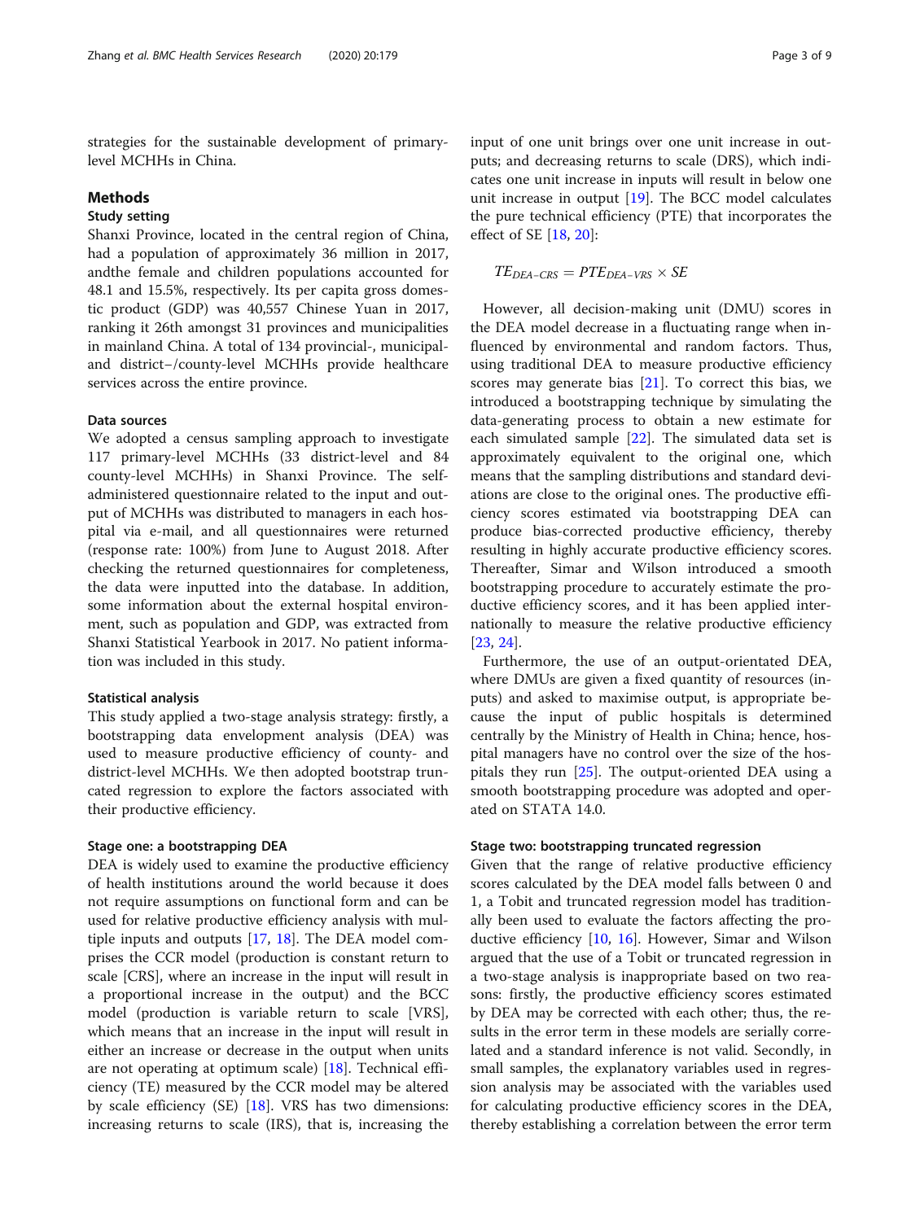strategies for the sustainable development of primary-level MCHHs in China.

## Methods

### Study setting

Shanxi Province, located in the central region of China, had a population of approximately 36 million in 2017, andthe female and children populations accounted for 48.1 and 15.5%, respectively. Its per capita gross domestic product (GDP) was 40,557 Chinese Yuan in 2017, ranking it 26th amongst 31 provinces and municipalities in mainland China. A total of 134 provincial-, municipal- and district–/county-level MCHHs provide healthcare services across the entire province.

### Data sources

We adopted a census sampling approach to investigate 117 primary-level MCHHs (33 district-level and 84 county-level MCHHs) in Shanxi Province. The self-administered questionnaire related to the input and output of MCHHs was distributed to managers in each hospital via e-mail, and all questionnaires were returned (response rate: 100%) from June to August 2018. After checking the returned questionnaires for completeness, the data were inputted into the database. In addition, some information about the external hospital environment, such as population and GDP, was extracted from Shanxi Statistical Yearbook in 2017. No patient information was included in this study.

### Statistical analysis

This study applied a two-stage analysis strategy: firstly, a bootstrapping data envelopment analysis (DEA) was used to measure productive efficiency of county- and district-level MCHHs. We then adopted bootstrap truncated regression to explore the factors associated with their productive efficiency.

### Stage one: a bootstrapping DEA

DEA is widely used to examine the productive efficiency of health institutions around the world because it does not require assumptions on functional form and can be used for relative productive efficiency analysis with multiple inputs and outputs [17, 18]. The DEA model comprises the CCR model (production is constant return to scale [CRS], where an increase in the input will result in a proportional increase in the output) and the BCC model (production is variable return to scale [VRS], which means that an increase in the input will result in either an increase or decrease in the output when units are not operating at optimum scale) [18]. Technical efficiency (TE) measured by the CCR model may be altered by scale efficiency (SE) [18]. VRS has two dimensions: increasing returns to scale (IRS), that is, increasing the input of one unit brings over one unit increase in outputs; and decreasing returns to scale (DRS), which indicates one unit increase in inputs will result in below one unit increase in output [19]. The BCC model calculates the pure technical efficiency (PTE) that incorporates the effect of SE [18, 20]:

$$TE_{DEA-CRS} = PTE_{DEA-VRS} \times SE$$

However, all decision-making unit (DMU) scores in the DEA model decrease in a fluctuating range when influenced by environmental and random factors. Thus, using traditional DEA to measure productive efficiency scores may generate bias [21]. To correct this bias, we introduced a bootstrapping technique by simulating the data-generating process to obtain a new estimate for each simulated sample [22]. The simulated data set is approximately equivalent to the original one, which means that the sampling distributions and standard deviations are close to the original ones. The productive efficiency scores estimated via bootstrapping DEA can produce bias-corrected productive efficiency, thereby resulting in highly accurate productive efficiency scores. Thereafter, Simar and Wilson introduced a smooth bootstrapping procedure to accurately estimate the productive efficiency scores, and it has been applied internationally to measure the relative productive efficiency [23, 24].

Furthermore, the use of an output-orientated DEA, where DMUs are given a fixed quantity of resources (inputs) and asked to maximise output, is appropriate because the input of public hospitals is determined centrally by the Ministry of Health in China; hence, hospital managers have no control over the size of the hospitals they run [25]. The output-oriented DEA using a smooth bootstrapping procedure was adopted and operated on STATA 14.0.

### Stage two: bootstrapping truncated regression

Given that the range of relative productive efficiency scores calculated by the DEA model falls between 0 and 1, a Tobit and truncated regression model has traditionally been used to evaluate the factors affecting the productive efficiency [10, 16]. However, Simar and Wilson argued that the use of a Tobit or truncated regression in a two-stage analysis is inappropriate based on two reasons: firstly, the productive efficiency scores estimated by DEA may be corrected with each other; thus, the results in the error term in these models are serially correlated and a standard inference is not valid. Secondly, in small samples, the explanatory variables used in regression analysis may be associated with the variables used for calculating productive efficiency scores in the DEA, thereby establishing a correlation between the error term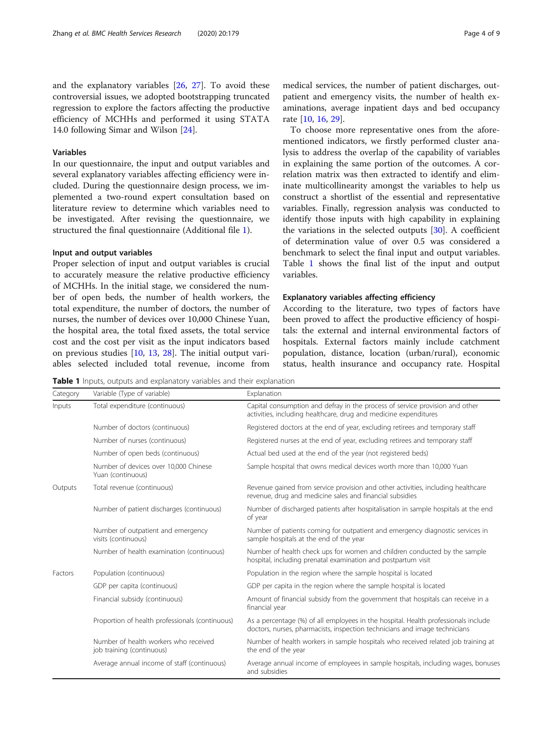and the explanatory variables [26, 27]. To avoid these controversial issues, we adopted bootstrapping truncated regression to explore the factors affecting the productive efficiency of MCHHs and performed it using STATA 14.0 following Simar and Wilson [24].

### Variables

In our questionnaire, the input and output variables and several explanatory variables affecting efficiency were included. During the questionnaire design process, we implemented a two-round expert consultation based on literature review to determine which variables need to be investigated. After revising the questionnaire, we structured the final questionnaire (Additional file 1).

#### Input and output variables

Proper selection of input and output variables is crucial to accurately measure the relative productive efficiency of MCHHs. In the initial stage, we considered the number of open beds, the number of health workers, the total expenditure, the number of doctors, the number of nurses, the number of devices over 10,000 Chinese Yuan, the hospital area, the total fixed assets, the total service cost and the cost per visit as the input indicators based on previous studies [10, 13, 28]. The initial output variables selected included total revenue, income from medical services, the number of patient discharges, outpatient and emergency visits, the number of health examinations, average inpatient days and bed occupancy rate [10, 16, 29].

To choose more representative ones from the aforementioned indicators, we firstly performed cluster analysis to address the overlap of the capability of variables in explaining the same portion of the outcomes. A correlation matrix was then extracted to identify and eliminate multicollinearity amongst the variables to help us construct a shortlist of the essential and representative variables. Finally, regression analysis was conducted to identify those inputs with high capability in explaining the variations in the selected outputs [30]. A coefficient of determination value of over 0.5 was considered a benchmark to select the final input and output variables. Table 1 shows the final list of the input and output variables.

#### Explanatory variables affecting efficiency

According to the literature, two types of factors have been proved to affect the productive efficiency of hospitals: the external and internal environmental factors of hospitals. External factors mainly include catchment population, distance, location (urban/rural), economic status, health insurance and occupancy rate. Hospital

**Table 1** Inputs, outputs and explanatory variables and their explanation

| Category | Variable (Type of variable) | Explanation |
| --- | --- | --- |
| Inputs | Total expenditure (continuous) | Capital consumption and defray in the process of service provision and other activities, including healthcare, drug and medicine expenditures |
| | Number of doctors (continuous) | Registered doctors at the end of year, excluding retirees and temporary staff |
| | Number of nurses (continuous) | Registered nurses at the end of year, excluding retirees and temporary staff |
| | Number of open beds (continuous) | Actual bed used at the end of the year (not registered beds) |
| | Number of devices over 10,000 Chinese Yuan (continuous) | Sample hospital that owns medical devices worth more than 10,000 Yuan |
| Outputs | Total revenue (continuous) | Revenue gained from service provision and other activities, including healthcare revenue, drug and medicine sales and financial subsidies |
| | Number of patient discharges (continuous) | Number of discharged patients after hospitalisation in sample hospitals at the end of year |
| | Number of outpatient and emergency visits (continuous) | Number of patients coming for outpatient and emergency diagnostic services in sample hospitals at the end of the year |
| | Number of health examination (continuous) | Number of health check ups for women and children conducted by the sample hospital, including prenatal examination and postpartum visit |
| Factors | Population (continuous) | Population in the region where the sample hospital is located |
| | GDP per capita (continuous) | GDP per capita in the region where the sample hospital is located |
| | Financial subsidy (continuous) | Amount of financial subsidy from the government that hospitals can receive in a financial year |
| | Proportion of health professionals (continuous) | As a percentage (%) of all employees in the hospital. Health professionals include doctors, nurses, pharmacists, inspection technicians and image technicians |
| | Number of health workers who received job training (continuous) | Number of health workers in sample hospitals who received related job training at the end of the year |
| | Average annual income of staff (continuous) | Average annual income of employees in sample hospitals, including wages, bonuses and subsidies |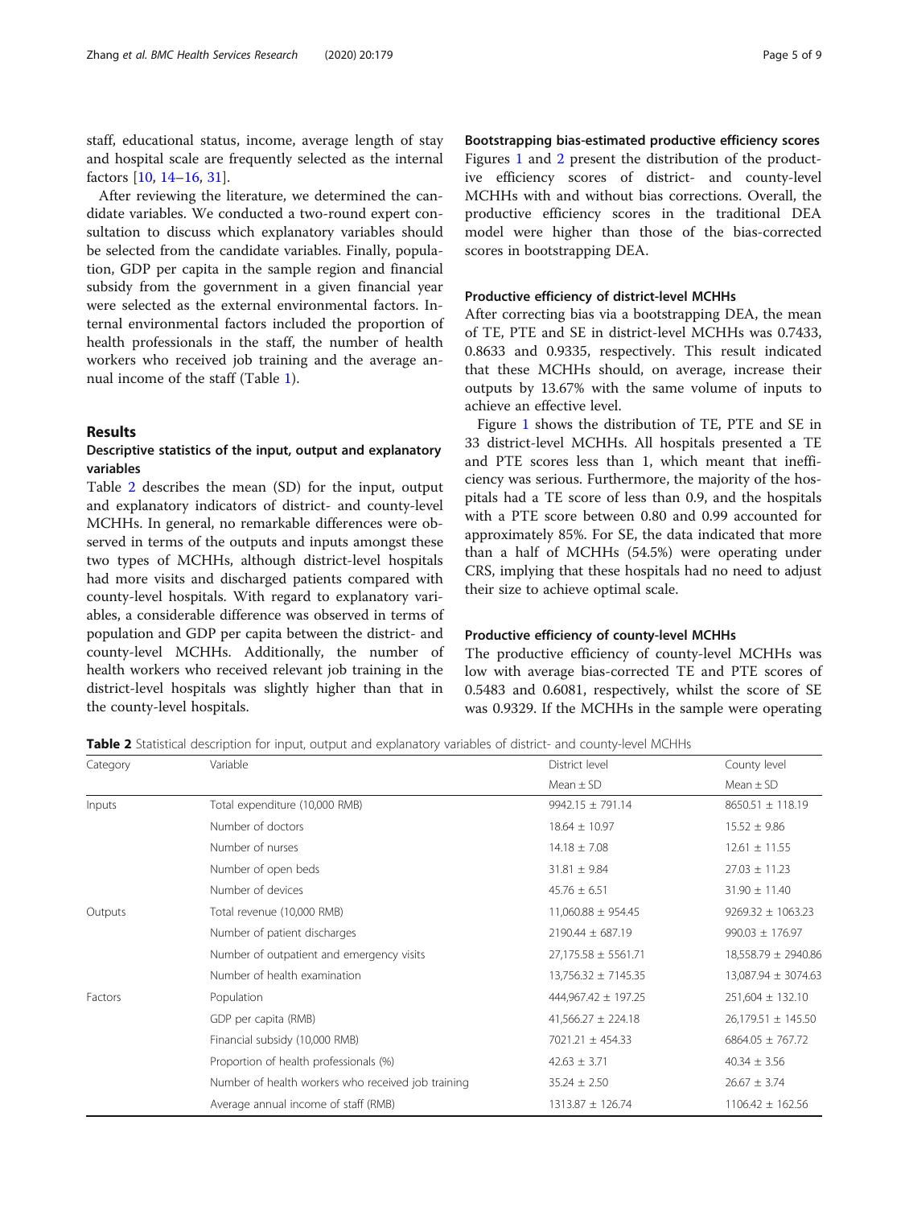staff, educational status, income, average length of stay and hospital scale are frequently selected as the internal factors [10, 14–16, 31].

After reviewing the literature, we determined the candidate variables. We conducted a two-round expert consultation to discuss which explanatory variables should be selected from the candidate variables. Finally, population, GDP per capita in the sample region and financial subsidy from the government in a given financial year were selected as the external environmental factors. Internal environmental factors included the proportion of health professionals in the staff, the number of health workers who received job training and the average annual income of the staff (Table 1).

## Results

### Descriptive statistics of the input, output and explanatory variables

Table 2 describes the mean (SD) for the input, output and explanatory indicators of district- and county-level MCHHs. In general, no remarkable differences were observed in terms of the outputs and inputs amongst these two types of MCHHs, although district-level hospitals had more visits and discharged patients compared with county-level hospitals. With regard to explanatory variables, a considerable difference was observed in terms of population and GDP per capita between the district- and county-level MCHHs. Additionally, the number of health workers who received relevant job training in the district-level hospitals was slightly higher than that in the county-level hospitals.

### Bootstrapping bias-estimated productive efficiency scores

Figures 1 and 2 present the distribution of the productive efficiency scores of district- and county-level MCHHs with and without bias corrections. Overall, the productive efficiency scores in the traditional DEA model were higher than those of the bias-corrected scores in bootstrapping DEA.

### Productive efficiency of district-level MCHHs

After correcting bias via a bootstrapping DEA, the mean of TE, PTE and SE in district-level MCHHs was 0.7433, 0.8633 and 0.9335, respectively. This result indicated that these MCHHs should, on average, increase their outputs by 13.67% with the same volume of inputs to achieve an effective level.

Figure 1 shows the distribution of TE, PTE and SE in 33 district-level MCHHs. All hospitals presented a TE and PTE scores less than 1, which meant that inefficiency was serious. Furthermore, the majority of the hospitals had a TE score of less than 0.9, and the hospitals with a PTE score between 0.80 and 0.99 accounted for approximately 85%. For SE, the data indicated that more than a half of MCHHs (54.5%) were operating under CRS, implying that these hospitals had no need to adjust their size to achieve optimal scale.

### Productive efficiency of county-level MCHHs

The productive efficiency of county-level MCHHs was low with average bias-corrected TE and PTE scores of 0.5483 and 0.6081, respectively, whilst the score of SE was 0.9329. If the MCHHs in the sample were operating

**Table 2** Statistical description for input, output and explanatory variables of district- and county-level MCHHs

| Category | Variable | District level | County level |
|---|---|---|---|
| | | Mean ± SD | Mean ± SD |
| Inputs | Total expenditure (10,000 RMB) | 9942.15 ± 791.14 | 8650.51 ± 118.19 |
| | Number of doctors | 18.64 ± 10.97 | 15.52 ± 9.86 |
| | Number of nurses | 14.18 ± 7.08 | 12.61 ± 11.55 |
| | Number of open beds | 31.81 ± 9.84 | 27.03 ± 11.23 |
| | Number of devices | 45.76 ± 6.51 | 31.90 ± 11.40 |
| Outputs | Total revenue (10,000 RMB) | 11,060.88 ± 954.45 | 9269.32 ± 1063.23 |
| | Number of patient discharges | 2190.44 ± 687.19 | 990.03 ± 176.97 |
| | Number of outpatient and emergency visits | 27,175.58 ± 5561.71 | 18,558.79 ± 2940.86 |
| | Number of health examination | 13,756.32 ± 7145.35 | 13,087.94 ± 3074.63 |
| Factors | Population | 444,967.42 ± 197.25 | 251,604 ± 132.10 |
| | GDP per capita (RMB) | 41,566.27 ± 224.18 | 26,179.51 ± 145.50 |
| | Financial subsidy (10,000 RMB) | 7021.21 ± 454.33 | 6864.05 ± 767.72 |
| | Proportion of health professionals (%) | 42.63 ± 3.71 | 40.34 ± 3.56 |
| | Number of health workers who received job training | 35.24 ± 2.50 | 26.67 ± 3.74 |
| | Average annual income of staff (RMB) | 1313.87 ± 126.74 | 1106.42 ± 162.56 |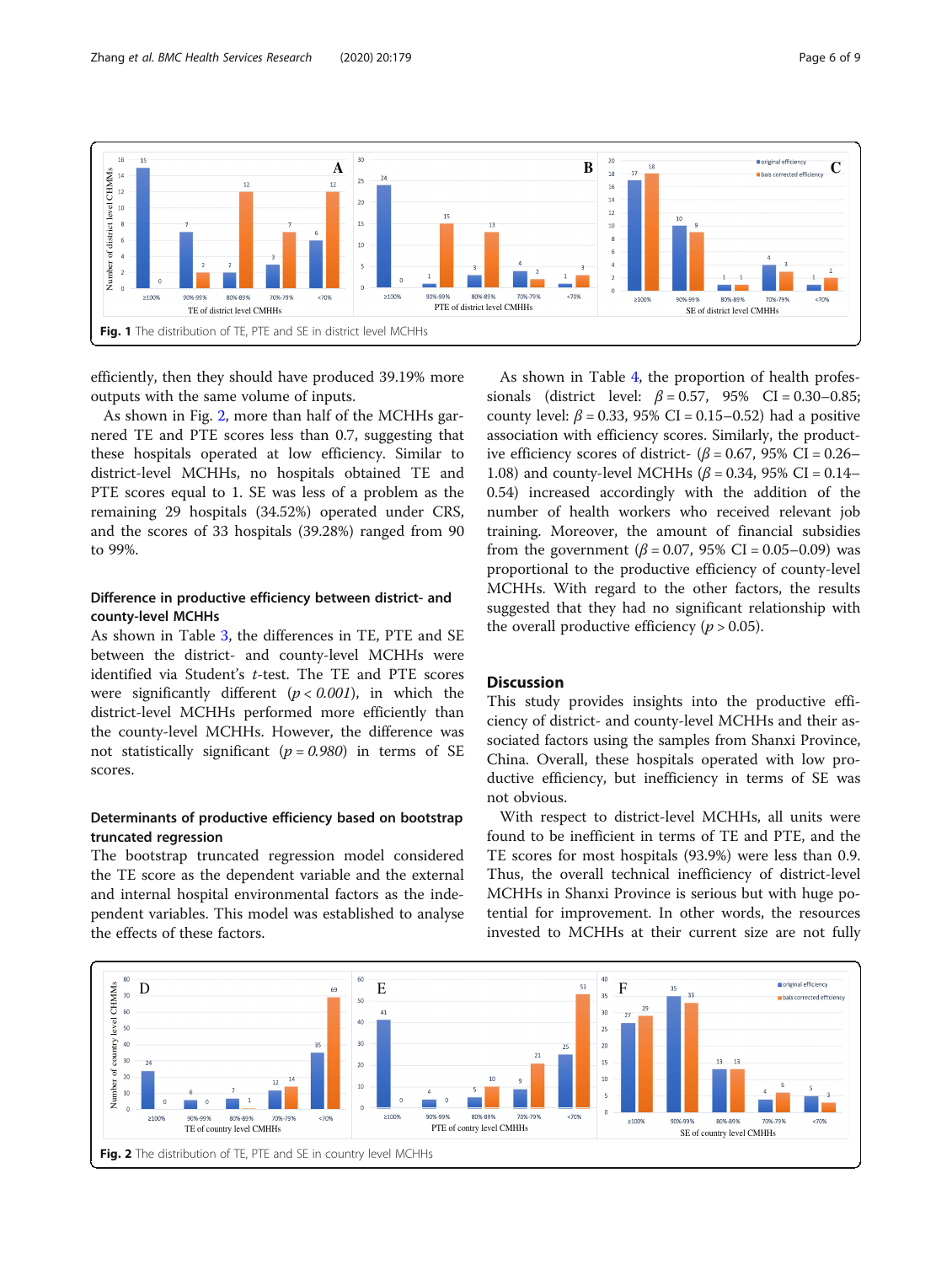Fig. 1 The distribution of TE, PTE and SE in district level MCHHs

efficiently, then they should have produced 39.19% more outputs with the same volume of inputs.

As shown in Fig. 2, more than half of the MCHHs garnered TE and PTE scores less than 0.7, suggesting that these hospitals operated at low efficiency. Similar to district-level MCHHs, no hospitals obtained TE and PTE scores equal to 1. SE was less of a problem as the remaining 29 hospitals (34.52%) operated under CRS, and the scores of 33 hospitals (39.28%) ranged from 90 to 99%.

### Difference in productive efficiency between district- and county-level MCHHs

As shown in Table 3, the differences in TE, PTE and SE between the district- and county-level MCHHs were identified via Student's *t*-test. The TE and PTE scores were significantly different ($p < 0.001$), in which the district-level MCHHs performed more efficiently than the county-level MCHHs. However, the difference was not statistically significant ($p = 0.980$) in terms of SE scores.

### Determinants of productive efficiency based on bootstrap truncated regression

The bootstrap truncated regression model considered the TE score as the dependent variable and the external and internal hospital environmental factors as the independent variables. This model was established to analyse the effects of these factors.

As shown in Table 4, the proportion of health professionals (district level: $\beta = 0.57$, 95% CI = 0.30–0.85; county level: $\beta = 0.33$, 95% CI = 0.15–0.52) had a positive association with efficiency scores. Similarly, the productive efficiency scores of district- ($\beta = 0.67$, 95% CI = 0.26–1.08) and county-level MCHHs ($\beta = 0.34$, 95% CI = 0.14–0.54) increased accordingly with the addition of the number of health workers who received relevant job training. Moreover, the amount of financial subsidies from the government ($\beta = 0.07$, 95% CI = 0.05–0.09) was proportional to the productive efficiency of county-level MCHHs. With regard to the other factors, the results suggested that they had no significant relationship with the overall productive efficiency ($p > 0.05$).

## Discussion

This study provides insights into the productive efficiency of district- and county-level MCHHs and their associated factors using the samples from Shanxi Province, China. Overall, these hospitals operated with low productive efficiency, but inefficiency in terms of SE was not obvious.

With respect to district-level MCHHs, all units were found to be inefficient in terms of TE and PTE, and the TE scores for most hospitals (93.9%) were less than 0.9. Thus, the overall technical inefficiency of district-level MCHHs in Shanxi Province is serious but with huge potential for improvement. In other words, the resources invested to MCHHs at their current size are not fully

Fig. 2 The distribution of TE, PTE and SE in country level MCHHs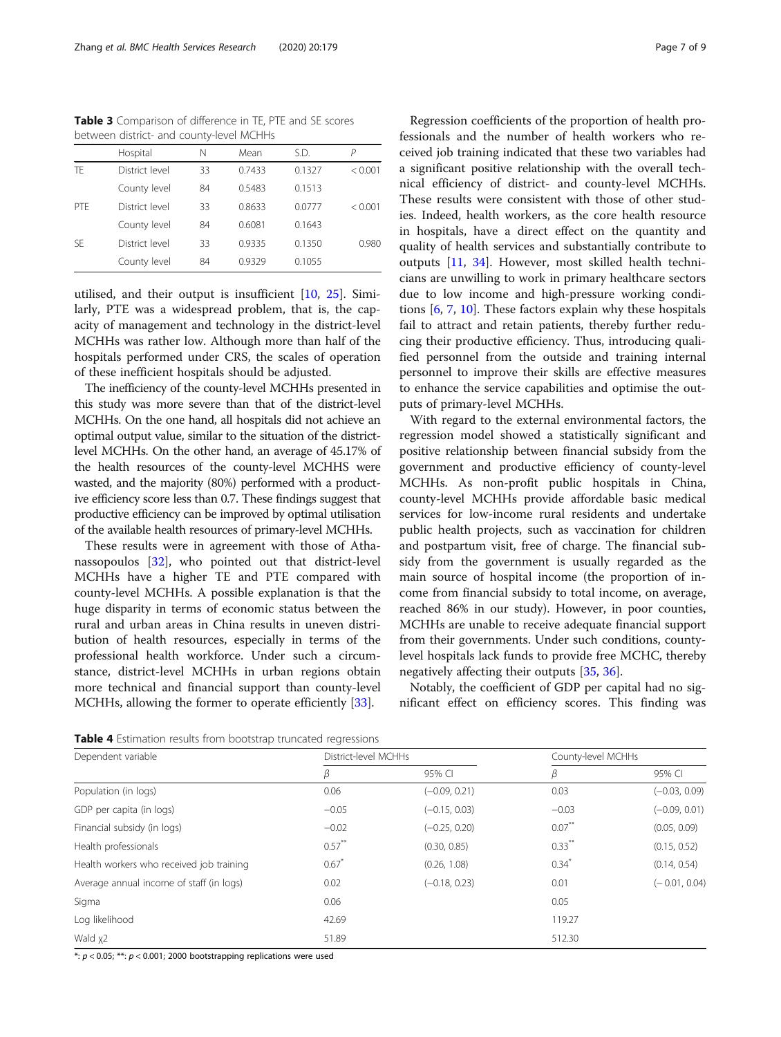**Table 3** Comparison of difference in TE, PTE and SE scores between district- and county-level MCHHs

| | Hospital | N | Mean | S.D. | P |
|---|---|---|---|---|---|
| TE | District level | 33 | 0.7433 | 0.1327 | < 0.001 |
| | County level | 84 | 0.5483 | 0.1513 | |
| PTE | District level | 33 | 0.8633 | 0.0777 | < 0.001 |
| | County level | 84 | 0.6081 | 0.1643 | |
| SE | District level | 33 | 0.9335 | 0.1350 | 0.980 |
| | County level | 84 | 0.9329 | 0.1055 | |

utilised, and their output is insufficient [10, 25]. Similarly, PTE was a widespread problem, that is, the capacity of management and technology in the district-level MCHHs was rather low. Although more than half of the hospitals performed under CRS, the scales of operation of these inefficient hospitals should be adjusted.

The inefficiency of the county-level MCHHs presented in this study was more severe than that of the district-level MCHHs. On the one hand, all hospitals did not achieve an optimal output value, similar to the situation of the district-level MCHHs. On the other hand, an average of 45.17% of the health resources of the county-level MCHHS were wasted, and the majority (80%) performed with a productive efficiency score less than 0.7. These findings suggest that productive efficiency can be improved by optimal utilisation of the available health resources of primary-level MCHHs.

These results were in agreement with those of Athanassopoulos [32], who pointed out that district-level MCHHs have a higher TE and PTE compared with county-level MCHHs. A possible explanation is that the huge disparity in terms of economic status between the rural and urban areas in China results in uneven distribution of health resources, especially in terms of the professional health workforce. Under such a circumstance, district-level MCHHs in urban regions obtain more technical and financial support than county-level MCHHs, allowing the former to operate efficiently [33].

Regression coefficients of the proportion of health professionals and the number of health workers who received job training indicated that these two variables had a significant positive relationship with the overall technical efficiency of district- and county-level MCHHs. These results were consistent with those of other studies. Indeed, health workers, as the core health resource in hospitals, have a direct effect on the quantity and quality of health services and substantially contribute to outputs [11, 34]. However, most skilled health technicians are unwilling to work in primary healthcare sectors due to low income and high-pressure working conditions [6, 7, 10]. These factors explain why these hospitals fail to attract and retain patients, thereby further reducing their productive efficiency. Thus, introducing qualified personnel from the outside and training internal personnel to improve their skills are effective measures to enhance the service capabilities and optimise the outputs of primary-level MCHHs.

With regard to the external environmental factors, the regression model showed a statistically significant and positive relationship between financial subsidy from the government and productive efficiency of county-level MCHHs. As non-profit public hospitals in China, county-level MCHHs provide affordable basic medical services for low-income rural residents and undertake public health projects, such as vaccination for children and postpartum visit, free of charge. The financial subsidy from the government is usually regarded as the main source of hospital income (the proportion of income from financial subsidy to total income, on average, reached 86% in our study). However, in poor counties, MCHHs are unable to receive adequate financial support from their governments. Under such conditions, county-level hospitals lack funds to provide free MCHC, thereby negatively affecting their outputs [35, 36].

Notably, the coefficient of GDP per capital had no significant effect on efficiency scores. This finding was

**Table 4** Estimation results from bootstrap truncated regressions

| Dependent variable | District-level MCHHs | | County-level MCHHs | |
|---|---|---|---|---|
| | $\beta$ | 95% CI | $\beta$ | 95% CI |
| Population (in logs) | 0.06 | (−0.09, 0.21) | 0.03 | (−0.03, 0.09) |
| GDP per capita (in logs) | −0.05 | (−0.15, 0.03) | −0.03 | (−0.09, 0.01) |
| Financial subsidy (in logs) | −0.02 | (−0.25, 0.20) | $0.07^{**}$ | (0.05, 0.09) |
| Health professionals | $0.57^{**}$ | (0.30, 0.85) | $0.33^{**}$ | (0.15, 0.52) |
| Health workers who received job training | $0.67^{*}$ | (0.26, 1.08) | $0.34^{*}$ | (0.14, 0.54) |
| Average annual income of staff (in logs) | 0.02 | (−0.18, 0.23) | 0.01 | (− 0.01, 0.04) |
| Sigma | 0.06 | | 0.05 | |
| Log likelihood | 42.69 | | 119.27 | |
| Wald $\chi 2$ | 51.89 | | 512.30 | |

*: $p < 0.05$; **: $p < 0.001$; 2000 bootstrapping replications were used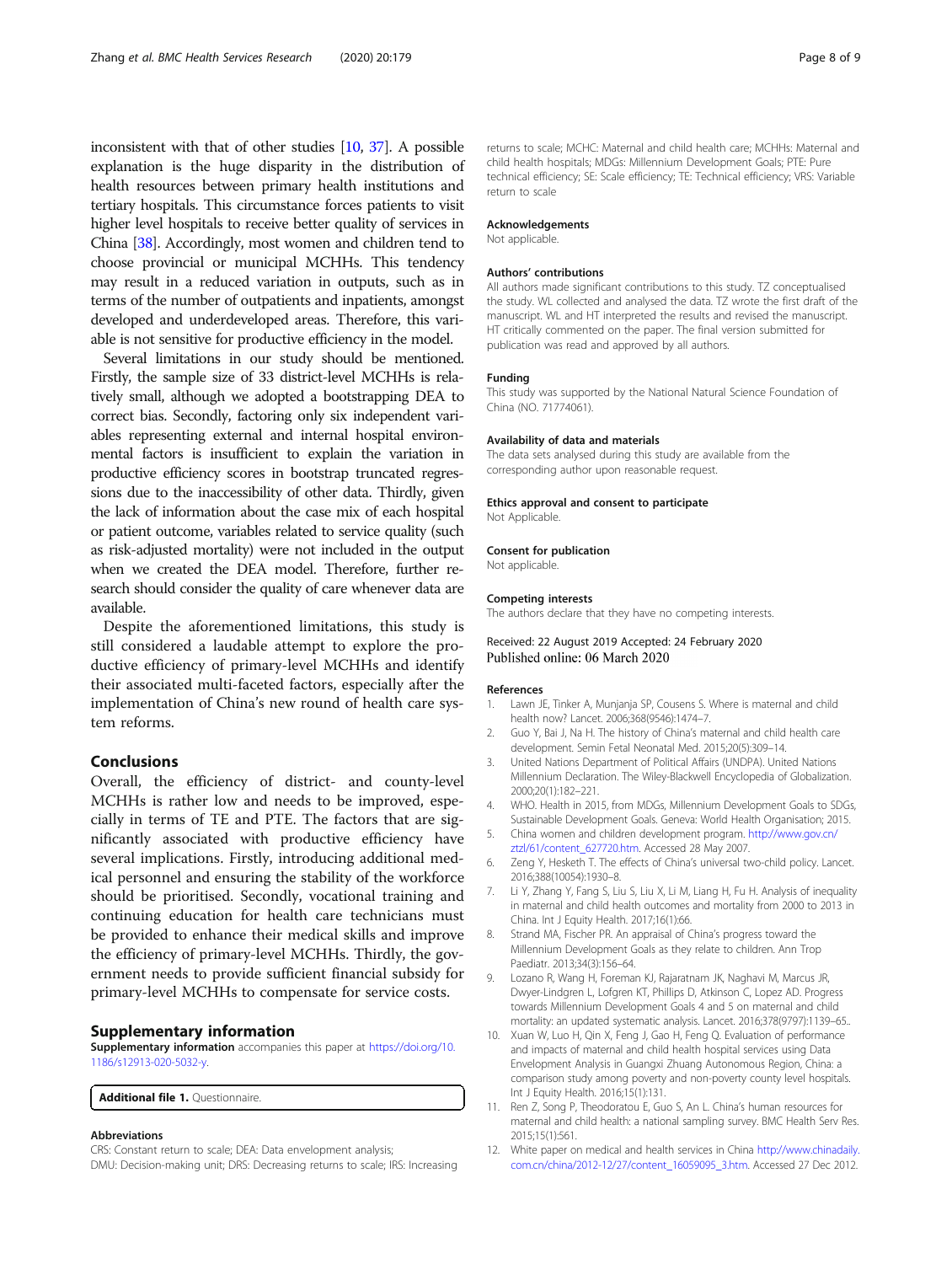inconsistent with that of other studies [10, 37]. A possible explanation is the huge disparity in the distribution of health resources between primary health institutions and tertiary hospitals. This circumstance forces patients to visit higher level hospitals to receive better quality of services in China [38]. Accordingly, most women and children tend to choose provincial or municipal MCHHs. This tendency may result in a reduced variation in outputs, such as in terms of the number of outpatients and inpatients, amongst developed and underdeveloped areas. Therefore, this variable is not sensitive for productive efficiency in the model.

Several limitations in our study should be mentioned. Firstly, the sample size of 33 district-level MCHHs is relatively small, although we adopted a bootstrapping DEA to correct bias. Secondly, factoring only six independent variables representing external and internal hospital environmental factors is insufficient to explain the variation in productive efficiency scores in bootstrap truncated regressions due to the inaccessibility of other data. Thirdly, given the lack of information about the case mix of each hospital or patient outcome, variables related to service quality (such as risk-adjusted mortality) were not included in the output when we created the DEA model. Therefore, further research should consider the quality of care whenever data are available.

Despite the aforementioned limitations, this study is still considered a laudable attempt to explore the productive efficiency of primary-level MCHHs and identify their associated multi-faceted factors, especially after the implementation of China's new round of health care system reforms.

## Conclusions

Overall, the efficiency of district- and county-level MCHHs is rather low and needs to be improved, especially in terms of TE and PTE. The factors that are significantly associated with productive efficiency have several implications. Firstly, introducing additional medical personnel and ensuring the stability of the workforce should be prioritised. Secondly, vocational training and continuing education for health care technicians must be provided to enhance their medical skills and improve the efficiency of primary-level MCHHs. Thirdly, the government needs to provide sufficient financial subsidy for primary-level MCHHs to compensate for service costs.

## Supplementary information

**Supplementary information** accompanies this paper at https://doi.org/10.1186/s12913-020-5032-y.

**Additional file 1.** Questionnaire.

#### Abbreviations

CRS: Constant return to scale; DEA: Data envelopment analysis; DMU: Decision-making unit; DRS: Decreasing returns to scale; IRS: Increasing returns to scale; MCHC: Maternal and child health care; MCHHs: Maternal and child health hospitals; MDGs: Millennium Development Goals; PTE: Pure technical efficiency; SE: Scale efficiency; TE: Technical efficiency; VRS: Variable return to scale

#### Acknowledgements

Not applicable.

#### Authors' contributions

All authors made significant contributions to this study. TZ conceptualised the study. WL collected and analysed the data. TZ wrote the first draft of the manuscript. WL and HT interpreted the results and revised the manuscript. HT critically commented on the paper. The final version submitted for publication was read and approved by all authors.

#### Funding

This study was supported by the National Natural Science Foundation of China (NO. 71774061).

#### Availability of data and materials

The data sets analysed during this study are available from the corresponding author upon reasonable request.

#### Ethics approval and consent to participate

Not Applicable.

#### Consent for publication

Not applicable.

#### Competing interests

The authors declare that they have no competing interests.

Received: 22 August 2019 Accepted: 24 February 2020
Published online: 06 March 2020

#### References

1. Lawn JE, Tinker A, Munjanja SP, Cousens S. Where is maternal and child health now? Lancet. 2006;368(9546):1474–7.
2. Guo Y, Bai J, Na H. The history of China's maternal and child health care development. Semin Fetal Neonatal Med. 2015;20(5):309–14.
3. United Nations Department of Political Affairs (UNDPA). United Nations Millennium Declaration. The Wiley-Blackwell Encyclopedia of Globalization. 2000;20(1):182–221.
4. WHO. Health in 2015, from MDGs, Millennium Development Goals to SDGs, Sustainable Development Goals. Geneva: World Health Organisation; 2015.
5. China women and children development program. http://www.gov.cn/ztzl/61/content_627720.htm. Accessed 28 May 2007.
6. Zeng Y, Hesketh T. The effects of China's universal two-child policy. Lancet. 2016;388(10054):1930–8.
7. Li Y, Zhang Y, Fang S, Liu S, Liu X, Li M, Liang H, Fu H. Analysis of inequality in maternal and child health outcomes and mortality from 2000 to 2013 in China. Int J Equity Health. 2017;16(1):66.
8. Strand MA, Fischer PR. An appraisal of China's progress toward the Millennium Development Goals as they relate to children. Ann Trop Paediatr. 2013;34(3):156–64.
9. Lozano R, Wang H, Foreman KJ, Rajaratnam JK, Naghavi M, Marcus JR, Dwyer-Lindgren L, Lofgren KT, Phillips D, Atkinson C, Lopez AD. Progress towards Millennium Development Goals 4 and 5 on maternal and child mortality: an updated systematic analysis. Lancet. 2016;378(9797):1139–65..
10. Xuan W, Luo H, Qin X, Feng J, Gao H, Feng Q. Evaluation of performance and impacts of maternal and child health hospital services using Data Envelopment Analysis in Guangxi Zhuang Autonomous Region, China: a comparison study among poverty and non-poverty county level hospitals. Int J Equity Health. 2016;15(1):131.
11. Ren Z, Song P, Theodoratou E, Guo S, An L. China's human resources for maternal and child health: a national sampling survey. BMC Health Serv Res. 2015;15(1):561.
12. White paper on medical and health services in China http://www.chinadaily.com.cn/china/2012-12/27/content_16059095_3.htm. Accessed 27 Dec 2012.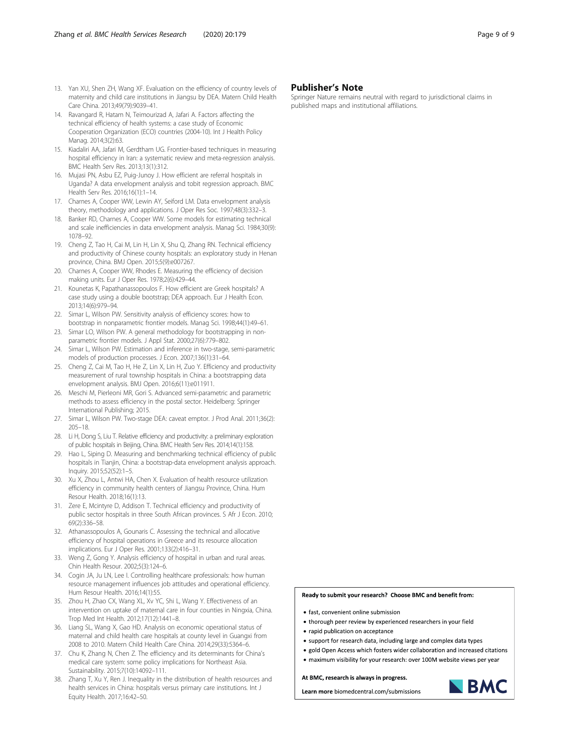13. Yan XU, Shen ZH, Wang XF. Evaluation on the efficiency of country levels of maternity and child care institutions in Jiangsu by DEA. Matern Child Health Care China. 2013;49(79):9039–41.
14. Ravangard R, Hatam N, Teimourizad A, Jafari A. Factors affecting the technical efficiency of health systems: a case study of Economic Cooperation Organization (ECO) countries (2004-10). Int J Health Policy Manag. 2014;3(2):63.
15. Kiadaliri AA, Jafari M, Gerdtham UG. Frontier-based techniques in measuring hospital efficiency in Iran: a systematic review and meta-regression analysis. BMC Health Serv Res. 2013;13(1):312.
16. Mujasi PN, Asbu EZ, Puig-Junoy J. How efficient are referral hospitals in Uganda? A data envelopment analysis and tobit regression approach. BMC Health Serv Res. 2016;16(1):1–14.
17. Charnes A, Cooper WW, Lewin AY, Seiford LM. Data envelopment analysis theory, methodology and applications. J Oper Res Soc. 1997;48(3):332–3.
18. Banker RD, Charnes A, Cooper WW. Some models for estimating technical and scale inefficiencies in data envelopment analysis. Manag Sci. 1984;30(9):1078–92.
19. Cheng Z, Tao H, Cai M, Lin H, Lin X, Shu Q, Zhang RN. Technical efficiency and productivity of Chinese county hospitals: an exploratory study in Henan province, China. BMJ Open. 2015;5(9):e007267.
20. Charnes A, Cooper WW, Rhodes E. Measuring the efficiency of decision making units. Eur J Oper Res. 1978;2(6):429–44.
21. Kounetas K, Papathanassopoulos F. How efficient are Greek hospitals? A case study using a double bootstrap; DEA approach. Eur J Health Econ. 2013;14(6):979–94.
22. Simar L, Wilson PW. Sensitivity analysis of efficiency scores: how to bootstrap in nonparametric frontier models. Manag Sci. 1998;44(1):49–61.
23. Simar LO, Wilson PW. A general methodology for bootstrapping in non-parametric frontier models. J Appl Stat. 2000;27(6):779–802.
24. Simar L, Wilson PW. Estimation and inference in two-stage, semi-parametric models of production processes. J Econ. 2007;136(1):31–64.
25. Cheng Z, Cai M, Tao H, He Z, Lin X, Lin H, Zuo Y. Efficiency and productivity measurement of rural township hospitals in China: a bootstrapping data envelopment analysis. BMJ Open. 2016;6(11):e011911.
26. Meschi M, Pierleoni MR, Gori S. Advanced semi-parametric and parametric methods to assess efficiency in the postal sector. Heidelberg: Springer International Publishing; 2015.
27. Simar L, Wilson PW. Two-stage DEA: caveat emptor. J Prod Anal. 2011;36(2):205–18.
28. Li H, Dong S, Liu T. Relative efficiency and productivity: a preliminary exploration of public hospitals in Beijing, China. BMC Health Serv Res. 2014;14(1):158.
29. Hao L, Siping D. Measuring and benchmarking technical efficiency of public hospitals in Tianjin, China: a bootstrap-data envelopment analysis approach. Inquiry. 2015;52(52):1–5.
30. Xu X, Zhou L, Antwi HA, Chen X. Evaluation of health resource utilization efficiency in community health centers of Jiangsu Province, China. Hum Resour Health. 2018;16(1):13.
31. Zere E, Mcintyre D, Addison T. Technical efficiency and productivity of public sector hospitals in three South African provinces. S Afr J Econ. 2010;69(2):336–58.
32. Athanassopoulos A, Gounaris C. Assessing the technical and allocative efficiency of hospital operations in Greece and its resource allocation implications. Eur J Oper Res. 2001;133(2):416–31.
33. Weng Z, Gong Y. Analysis efficiency of hospital in urban and rural areas. Chin Health Resour. 2002;5(3):124–6.
34. Cogin JA, Ju LN, Lee I. Controlling healthcare professionals: how human resource management influences job attitudes and operational efficiency. Hum Resour Health. 2016;14(1):55.
35. Zhou H, Zhao CX, Wang XL, Xv YC, Shi L, Wang Y. Effectiveness of an intervention on uptake of maternal care in four counties in Ningxia, China. Trop Med Int Health. 2012;17(12):1441–8.
36. Liang SL, Wang X, Gao HD. Analysis on economic operational status of maternal and child health care hospitals at county level in Guangxi from 2008 to 2010. Matern Child Health Care China. 2014;29(33):5364–6.
37. Chu K, Zhang N, Chen Z. The efficiency and its determinants for China's medical care system: some policy implications for Northeast Asia. Sustainability. 2015;7(10):14092–111.
38. Zhang T, Xu Y, Ren J. Inequality in the distribution of health resources and health services in China: hospitals versus primary care institutions. Int J Equity Health. 2017;16:42–50.

## Publisher's Note

Springer Nature remains neutral with regard to jurisdictional claims in published maps and institutional affiliations.

**Ready to submit your research? Choose BMC and benefit from:**

- fast, convenient online submission
- thorough peer review by experienced researchers in your field
- rapid publication on acceptance
- support for research data, including large and complex data types
- gold Open Access which fosters wider collaboration and increased citations
- maximum visibility for your research: over 100M website views per year

**At BMC, research is always in progress.**

**Learn more** biomedcentral.com/submissions

BMC